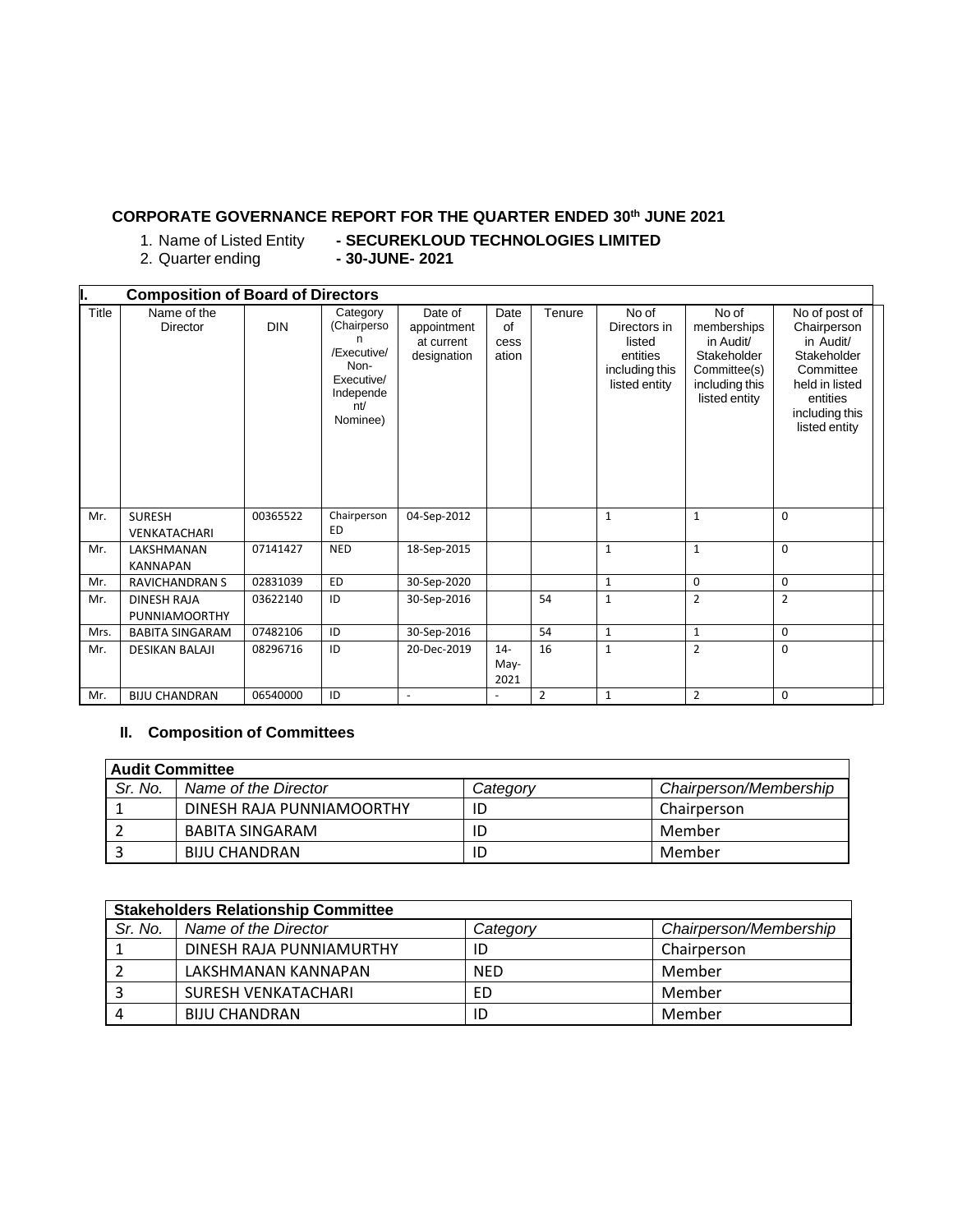## CORPORATE GOVERNANCE REPORT FOR THE QUARTER ENDED 30th JUNE 2021

1. Name of Listed Entity **- SECUREKLOUD TECHNOLOGIES LIMITED**
2. Quarter ending **- 30-JUNE- 2021**

**I. Composition of Board of Directors**

| Title | Name of the Director | DIN | Category (Chairperson /Executive/ Non-Executive/ Independent/ Nominee) | Date of appointment at current designation | Date of cessation | Tenure | No of Directors in listed entities including this listed entity | No of memberships in Audit/ Stakeholder Committee(s) including this listed entity | No of post of Chairperson in Audit/ Stakeholder Committee held in listed entities including this listed entity |
|---|---|---|---|---|---|---|---|---|---|
| Mr. | SURESH VENKATACHARI | 00365522 | Chairperson ED | 04-Sep-2012 | | | 1 | 1 | 0 |
| Mr. | LAKSHMANAN KANNAPAN | 07141427 | NED | 18-Sep-2015 | | | 1 | 1 | 0 |
| Mr. | RAVICHANDRAN S | 02831039 | ED | 30-Sep-2020 | | | 1 | 0 | 0 |
| Mr. | DINESH RAJA PUNNIAMOORTHY | 03622140 | ID | 30-Sep-2016 | | 54 | 1 | 2 | 2 |
| Mrs. | BABITA SINGARAM | 07482106 | ID | 30-Sep-2016 | | 54 | 1 | 1 | 0 |
| Mr. | DESIKAN BALAJI | 08296716 | ID | 20-Dec-2019 | 14-May-2021 | 16 | 1 | 2 | 0 |
| Mr. | BIJU CHANDRAN | 06540000 | ID | - | - | 2 | 1 | 2 | 0 |

### II. Composition of Committees

| **Audit Committee** | | | |
|---|---|---|---|
| *Sr. No.* | *Name of the Director* | *Category* | *Chairperson/Membership* |
| 1 | DINESH RAJA PUNNIAMOORTHY | ID | Chairperson |
| 2 | BABITA SINGARAM | ID | Member |
| 3 | BIJU CHANDRAN | ID | Member |

| **Stakeholders Relationship Committee** | | | |
|---|---|---|---|
| *Sr. No.* | *Name of the Director* | *Category* | *Chairperson/Membership* |
| 1 | DINESH RAJA PUNNIAMURTHY | ID | Chairperson |
| 2 | LAKSHMANAN KANNAPAN | NED | Member |
| 3 | SURESH VENKATACHARI | ED | Member |
| 4 | BIJU CHANDRAN | ID | Member |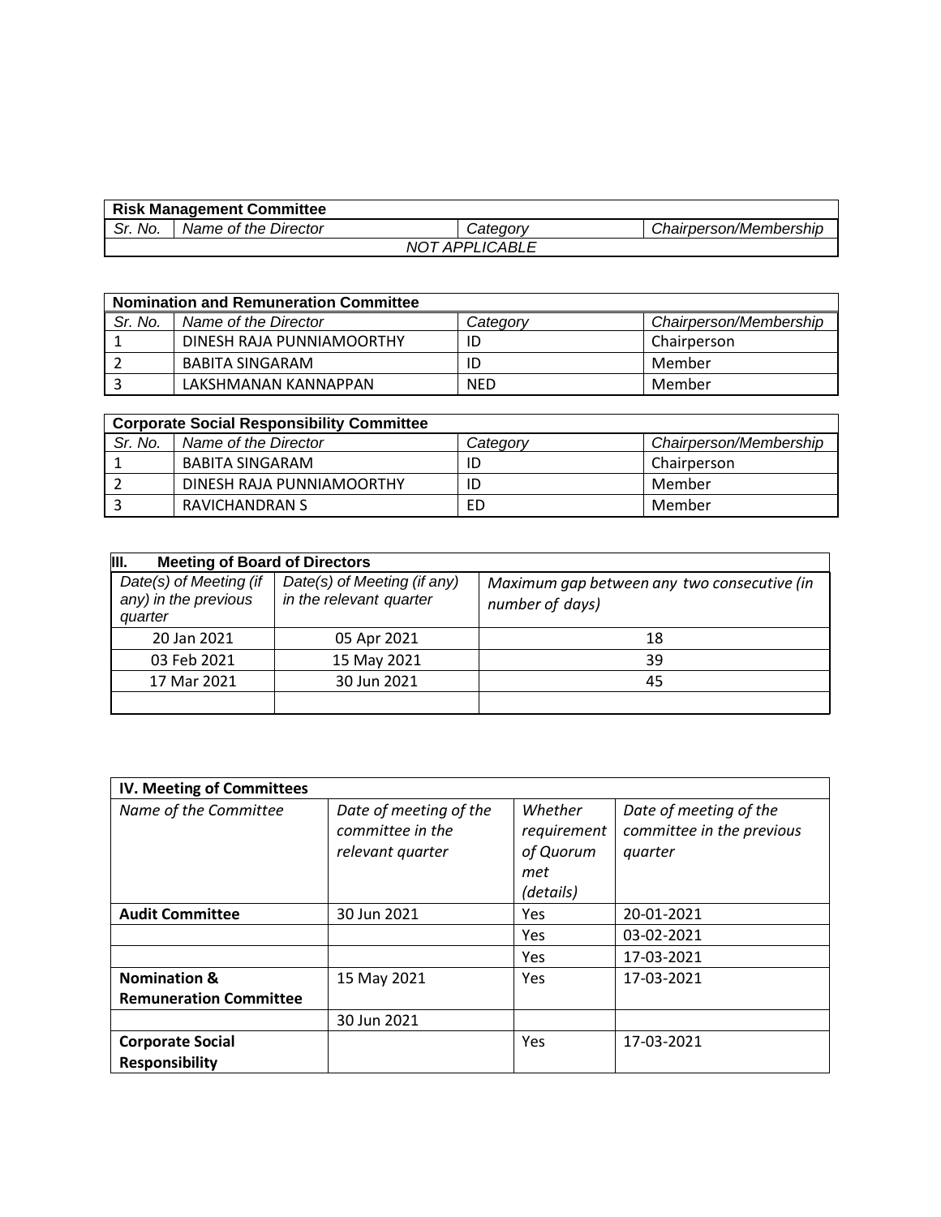| Risk Management Committee | | | |
|---|---|---|---|
| *Sr. No.* | *Name of the Director* | *Category* | *Chairperson/Membership* |
| *NOT APPLICABLE* | | | |

| Nomination and Remuneration Committee | | | |
|---|---|---|---|
| *Sr. No.* | *Name of the Director* | *Category* | *Chairperson/Membership* |
| 1 | DINESH RAJA PUNNIAMOORTHY | ID | Chairperson |
| 2 | BABITA SINGARAM | ID | Member |
| 3 | LAKSHMANAN KANNAPPAN | NED | Member |

| Corporate Social Responsibility Committee | | | |
|---|---|---|---|
| *Sr. No.* | *Name of the Director* | *Category* | *Chairperson/Membership* |
| 1 | BABITA SINGARAM | ID | Chairperson |
| 2 | DINESH RAJA PUNNIAMOORTHY | ID | Member |
| 3 | RAVICHANDRAN S | ED | Member |

| III. Meeting of Board of Directors | | |
|---|---|---|
| *Date(s) of Meeting (if any) in the previous quarter* | *Date(s) of Meeting (if any) in the relevant quarter* | *Maximum gap between any two consecutive (in number of days)* |
| 20 Jan 2021 | 05 Apr 2021 | 18 |
| 03 Feb 2021 | 15 May 2021 | 39 |
| 17 Mar 2021 | 30 Jun 2021 | 45 |
| | | |

| IV. Meeting of Committees | | | |
|---|---|---|---|
| *Name of the Committee* | *Date of meeting of the committee in the relevant quarter* | *Whether requirement of Quorum met (details)* | *Date of meeting of the committee in the previous quarter* |
| **Audit Committee** | 30 Jun 2021 | Yes | 20-01-2021 |
| | | Yes | 03-02-2021 |
| | | Yes | 17-03-2021 |
| **Nomination & Remuneration Committee** | 15 May 2021 | Yes | 17-03-2021 |
| | 30 Jun 2021 | | |
| **Corporate Social Responsibility** | | Yes | 17-03-2021 |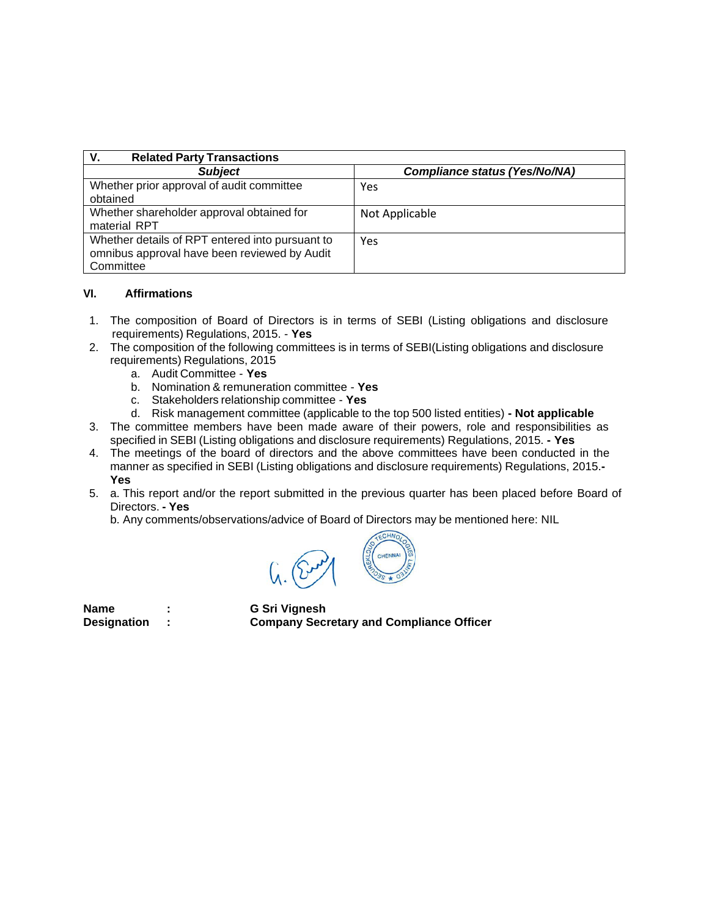| V. Related Party Transactions | |
|---|---|
| ***Subject*** | ***Compliance status (Yes/No/NA)*** |
| Whether prior approval of audit committee obtained | Yes |
| Whether shareholder approval obtained for material RPT | Not Applicable |
| Whether details of RPT entered into pursuant to omnibus approval have been reviewed by Audit Committee | Yes |

**VI. Affirmations**

1. The composition of Board of Directors is in terms of SEBI (Listing obligations and disclosure requirements) Regulations, 2015. - **Yes**
2. The composition of the following committees is in terms of SEBI(Listing obligations and disclosure requirements) Regulations, 2015
   a. Audit Committee - **Yes**
   b. Nomination & remuneration committee - **Yes**
   c. Stakeholders relationship committee - **Yes**
   d. Risk management committee (applicable to the top 500 listed entities) **- Not applicable**
3. The committee members have been made aware of their powers, role and responsibilities as specified in SEBI (Listing obligations and disclosure requirements) Regulations, 2015. **- Yes**
4. The meetings of the board of directors and the above committees have been conducted in the manner as specified in SEBI (Listing obligations and disclosure requirements) Regulations, 2015.**- Yes**
5. a. This report and/or the report submitted in the previous quarter has been placed before Board of Directors. **- Yes**

   b. Any comments/observations/advice of Board of Directors may be mentioned here: NIL

SECUREKLOUD TECHNOLOGIES LIMITED CHENNAI

**Name** : **G Sri Vignesh**
**Designation** : **Company Secretary and Compliance Officer**